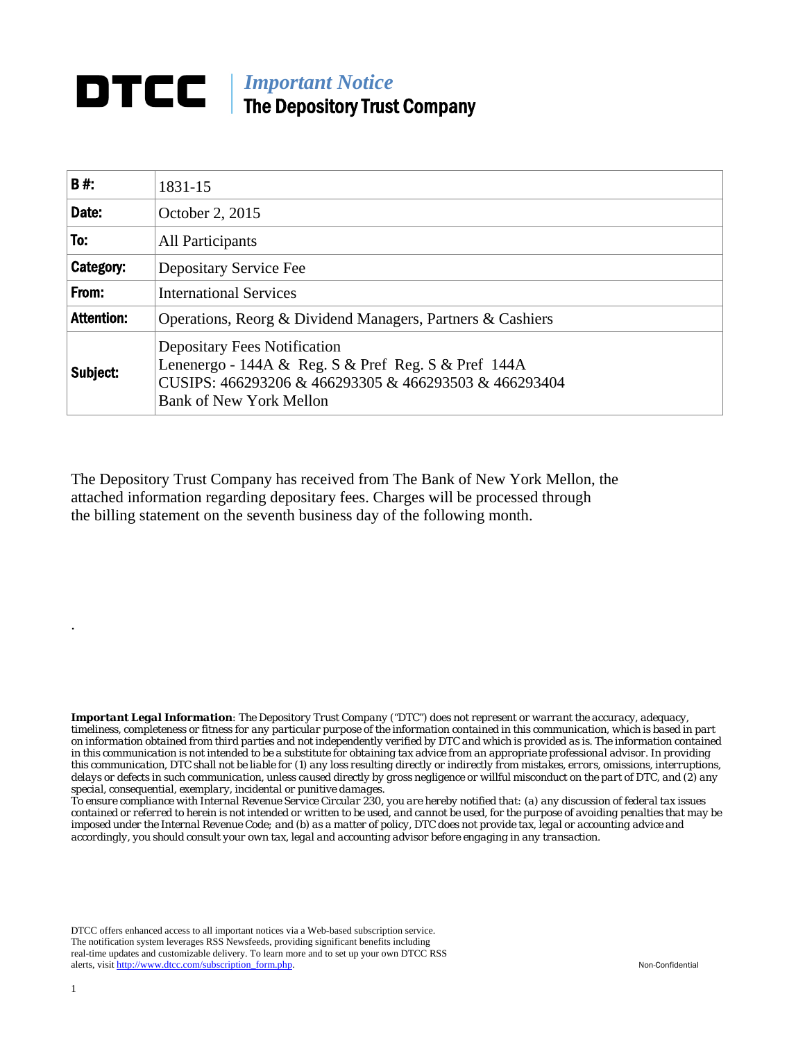# DTCC | *Important Notice*
## The Depository Trust Company

| **B #:** | 1831-15 |
|---|---|
| **Date:** | October 2, 2015 |
| **To:** | All Participants |
| **Category:** | Depositary Service Fee |
| **From:** | International Services |
| **Attention:** | Operations, Reorg & Dividend Managers, Partners & Cashiers |
| **Subject:** | Depositary Fees Notification<br>Lenenergo - 144A & Reg. S & Pref Reg. S & Pref 144A<br>CUSIPS: 466293206 & 466293305 & 466293503 & 466293404<br>Bank of New York Mellon |

The Depository Trust Company has received from The Bank of New York Mellon, the attached information regarding depositary fees. Charges will be processed through the billing statement on the seventh business day of the following month.

.

***Important Legal Information**: The Depository Trust Company ("DTC") does not represent or warrant the accuracy, adequacy, timeliness, completeness or fitness for any particular purpose of the information contained in this communication, which is based in part on information obtained from third parties and not independently verified by DTC and which is provided as is. The information contained in this communication is not intended to be a substitute for obtaining tax advice from an appropriate professional advisor. In providing this communication, DTC shall not be liable for (1) any loss resulting directly or indirectly from mistakes, errors, omissions, interruptions, delays or defects in such communication, unless caused directly by gross negligence or willful misconduct on the part of DTC, and (2) any special, consequential, exemplary, incidental or punitive damages.*

*To ensure compliance with Internal Revenue Service Circular 230, you are hereby notified that: (a) any discussion of federal tax issues contained or referred to herein is not intended or written to be used, and cannot be used, for the purpose of avoiding penalties that may be imposed under the Internal Revenue Code; and (b) as a matter of policy, DTC does not provide tax, legal or accounting advice and accordingly, you should consult your own tax, legal and accounting advisor before engaging in any transaction.*

DTCC offers enhanced access to all important notices via a Web-based subscription service. The notification system leverages RSS Newsfeeds, providing significant benefits including real-time updates and customizable delivery. To learn more and to set up your own DTCC RSS alerts, visit http://www.dtcc.com/subscription_form.php.

Non-Confidential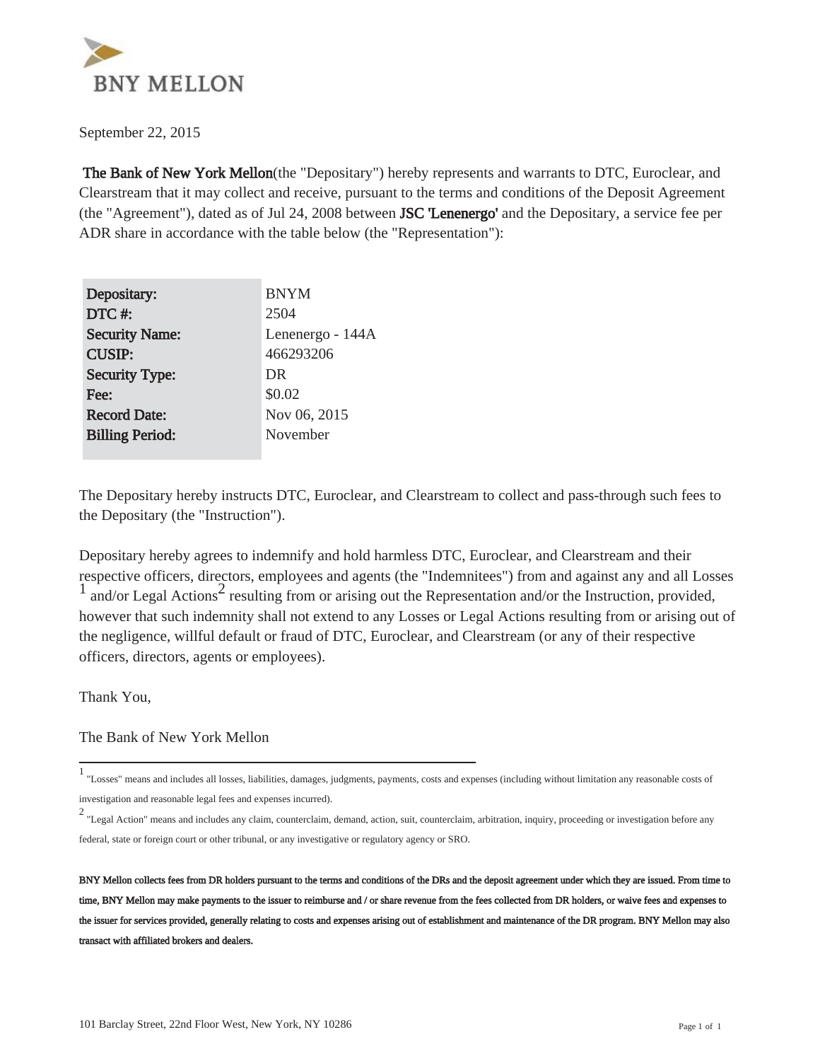September 22, 2015

**The Bank of New York Mellon**(the "Depositary") hereby represents and warrants to DTC, Euroclear, and Clearstream that it may collect and receive, pursuant to the terms and conditions of the Deposit Agreement (the "Agreement"), dated as of Jul 24, 2008 between **JSC 'Lenenergo'** and the Depositary, a service fee per ADR share in accordance with the table below (the "Representation"):

| | |
|---|---|
| **Depositary:** | BNYM |
| **DTC #:** | 2504 |
| **Security Name:** | Lenenergo - 144A |
| **CUSIP:** | 466293206 |
| **Security Type:** | DR |
| **Fee:** | $0.02 |
| **Record Date:** | Nov 06, 2015 |
| **Billing Period:** | November |

The Depositary hereby instructs DTC, Euroclear, and Clearstream to collect and pass-through such fees to the Depositary (the "Instruction").

Depositary hereby agrees to indemnify and hold harmless DTC, Euroclear, and Clearstream and their respective officers, directors, employees and agents (the "Indemnitees") from and against any and all Losses [1] and/or Legal Actions[2] resulting from or arising out the Representation and/or the Instruction, provided, however that such indemnity shall not extend to any Losses or Legal Actions resulting from or arising out of the negligence, willful default or fraud of DTC, Euroclear, and Clearstream (or any of their respective officers, directors, agents or employees).

Thank You,

The Bank of New York Mellon

---

[1] "Losses" means and includes all losses, liabilities, damages, judgments, payments, costs and expenses (including without limitation any reasonable costs of investigation and reasonable legal fees and expenses incurred).

[2] "Legal Action" means and includes any claim, counterclaim, demand, action, suit, counterclaim, arbitration, inquiry, proceeding or investigation before any federal, state or foreign court or other tribunal, or any investigative or regulatory agency or SRO.

**BNY Mellon collects fees from DR holders pursuant to the terms and conditions of the DRs and the deposit agreement under which they are issued. From time to time, BNY Mellon may make payments to the issuer to reimburse and / or share revenue from the fees collected from DR holders, or waive fees and expenses to the issuer for services provided, generally relating to costs and expenses arising out of establishment and maintenance of the DR program. BNY Mellon may also transact with affiliated brokers and dealers.**

101 Barclay Street, 22nd Floor West, New York, NY 10286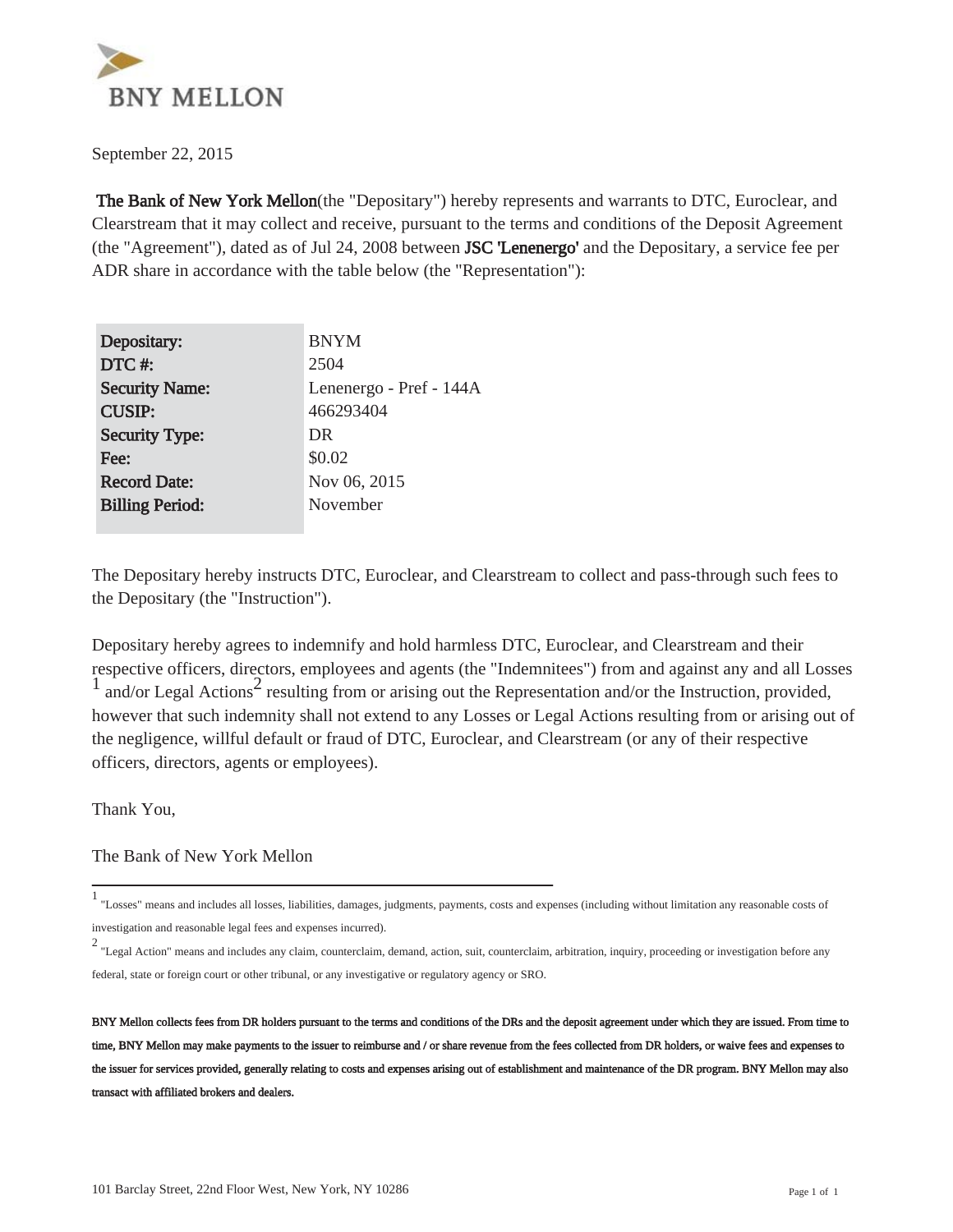BNY MELLON

September 22, 2015

**The Bank of New York Mellon**(the "Depositary") hereby represents and warrants to DTC, Euroclear, and Clearstream that it may collect and receive, pursuant to the terms and conditions of the Deposit Agreement (the "Agreement"), dated as of Jul 24, 2008 between **JSC 'Lenenergo'** and the Depositary, a service fee per ADR share in accordance with the table below (the "Representation"):

| | |
|---|---|
| **Depositary:** | BNYM |
| **DTC #:** | 2504 |
| **Security Name:** | Lenenergo - Pref - 144A |
| **CUSIP:** | 466293404 |
| **Security Type:** | DR |
| **Fee:** | $0.02 |
| **Record Date:** | Nov 06, 2015 |
| **Billing Period:** | November |

The Depositary hereby instructs DTC, Euroclear, and Clearstream to collect and pass-through such fees to the Depositary (the "Instruction").

Depositary hereby agrees to indemnify and hold harmless DTC, Euroclear, and Clearstream and their respective officers, directors, employees and agents (the "Indemnitees") from and against any and all Losses [1] and/or Legal Actions[2] resulting from or arising out the Representation and/or the Instruction, provided, however that such indemnity shall not extend to any Losses or Legal Actions resulting from or arising out of the negligence, willful default or fraud of DTC, Euroclear, and Clearstream (or any of their respective officers, directors, agents or employees).

Thank You,

The Bank of New York Mellon

---

[1] "Losses" means and includes all losses, liabilities, damages, judgments, payments, costs and expenses (including without limitation any reasonable costs of investigation and reasonable legal fees and expenses incurred).

[2] "Legal Action" means and includes any claim, counterclaim, demand, action, suit, counterclaim, arbitration, inquiry, proceeding or investigation before any federal, state or foreign court or other tribunal, or any investigative or regulatory agency or SRO.

**BNY Mellon collects fees from DR holders pursuant to the terms and conditions of the DRs and the deposit agreement under which they are issued. From time to time, BNY Mellon may make payments to the issuer to reimburse and / or share revenue from the fees collected from DR holders, or waive fees and expenses to the issuer for services provided, generally relating to costs and expenses arising out of establishment and maintenance of the DR program. BNY Mellon may also transact with affiliated brokers and dealers.**

101 Barclay Street, 22nd Floor West, New York, NY 10286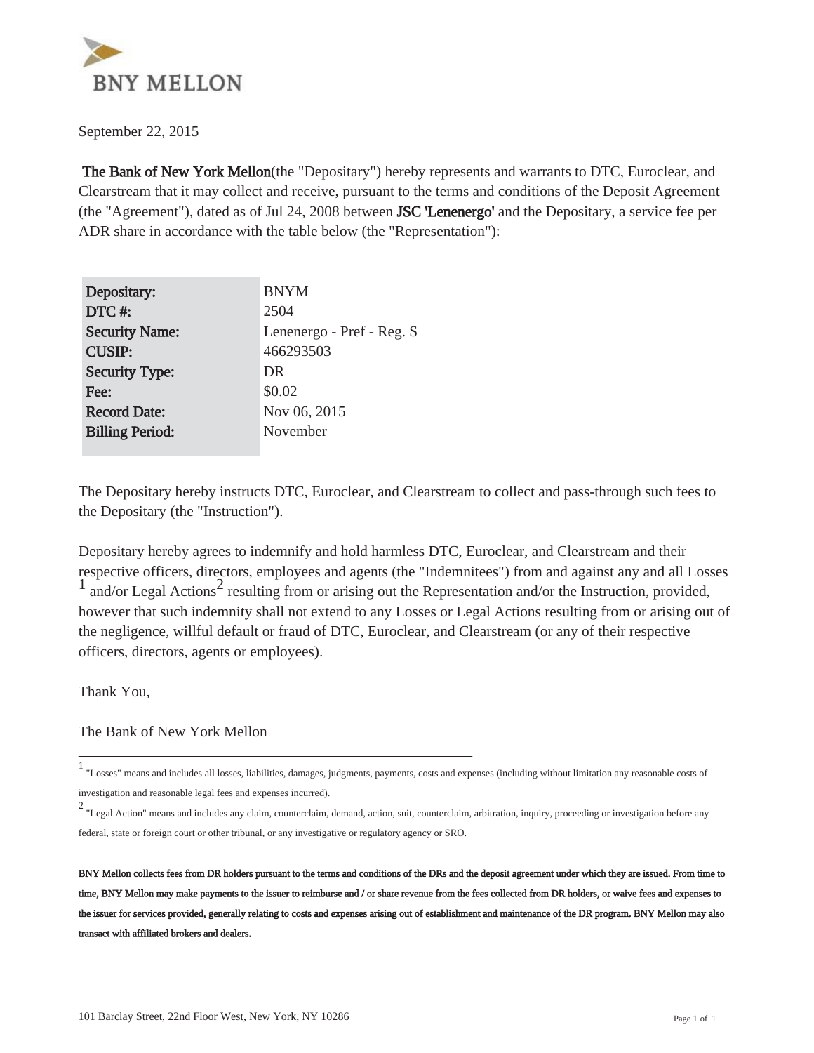BNY MELLON

September 22, 2015

**The Bank of New York Mellon**(the "Depositary") hereby represents and warrants to DTC, Euroclear, and Clearstream that it may collect and receive, pursuant to the terms and conditions of the Deposit Agreement (the "Agreement"), dated as of Jul 24, 2008 between **JSC 'Lenenergo'** and the Depositary, a service fee per ADR share in accordance with the table below (the "Representation"):

| | |
|---|---|
| **Depositary:** | BNYM |
| **DTC #:** | 2504 |
| **Security Name:** | Lenenergo - Pref - Reg. S |
| **CUSIP:** | 466293503 |
| **Security Type:** | DR |
| **Fee:** | $0.02 |
| **Record Date:** | Nov 06, 2015 |
| **Billing Period:** | November |

The Depositary hereby instructs DTC, Euroclear, and Clearstream to collect and pass-through such fees to the Depositary (the "Instruction").

Depositary hereby agrees to indemnify and hold harmless DTC, Euroclear, and Clearstream and their respective officers, directors, employees and agents (the "Indemnitees") from and against any and all Losses [1] and/or Legal Actions[2] resulting from or arising out the Representation and/or the Instruction, provided, however that such indemnity shall not extend to any Losses or Legal Actions resulting from or arising out of the negligence, willful default or fraud of DTC, Euroclear, and Clearstream (or any of their respective officers, directors, agents or employees).

Thank You,

The Bank of New York Mellon

---

[1] "Losses" means and includes all losses, liabilities, damages, judgments, payments, costs and expenses (including without limitation any reasonable costs of investigation and reasonable legal fees and expenses incurred).

[2] "Legal Action" means and includes any claim, counterclaim, demand, action, suit, counterclaim, arbitration, inquiry, proceeding or investigation before any federal, state or foreign court or other tribunal, or any investigative or regulatory agency or SRO.

**BNY Mellon collects fees from DR holders pursuant to the terms and conditions of the DRs and the deposit agreement under which they are issued. From time to time, BNY Mellon may make payments to the issuer to reimburse and / or share revenue from the fees collected from DR holders, or waive fees and expenses to the issuer for services provided, generally relating to costs and expenses arising out of establishment and maintenance of the DR program. BNY Mellon may also transact with affiliated brokers and dealers.**

101 Barclay Street, 22nd Floor West, New York, NY 10286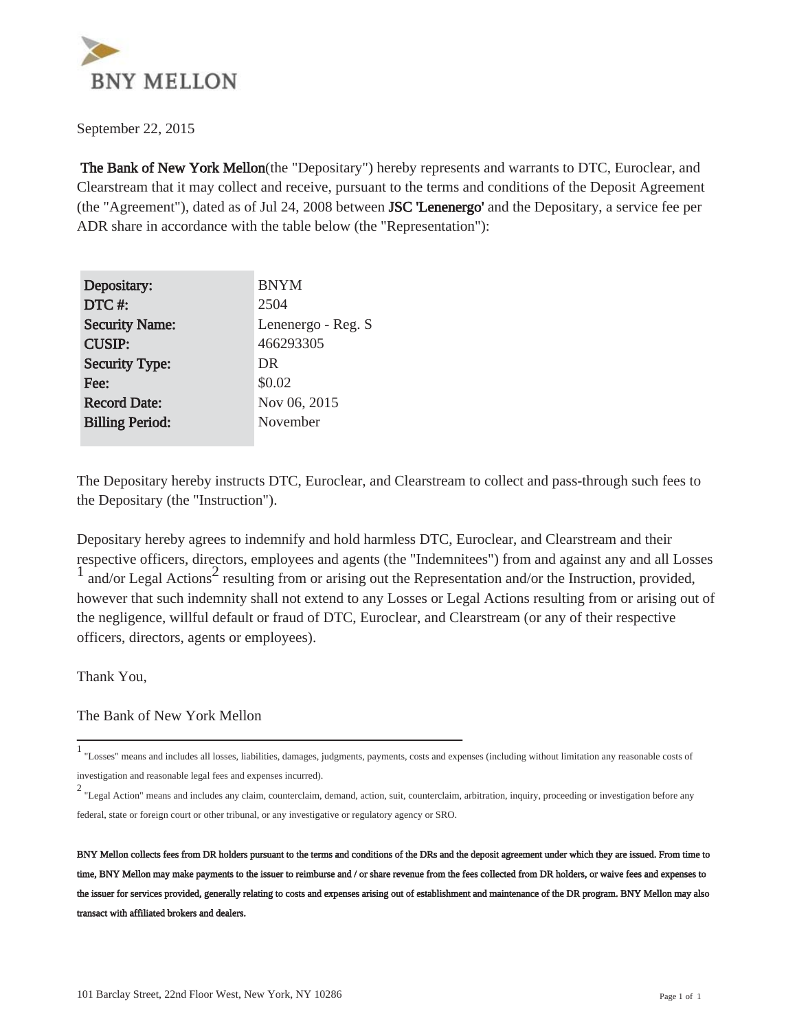BNY MELLON

September 22, 2015

**The Bank of New York Mellon**(the "Depositary") hereby represents and warrants to DTC, Euroclear, and Clearstream that it may collect and receive, pursuant to the terms and conditions of the Deposit Agreement (the "Agreement"), dated as of Jul 24, 2008 between **JSC 'Lenenergo'** and the Depositary, a service fee per ADR share in accordance with the table below (the "Representation"):

| | |
|---|---|
| **Depositary:** | BNYM |
| **DTC #:** | 2504 |
| **Security Name:** | Lenenergo - Reg. S |
| **CUSIP:** | 466293305 |
| **Security Type:** | DR |
| **Fee:** | $0.02 |
| **Record Date:** | Nov 06, 2015 |
| **Billing Period:** | November |

The Depositary hereby instructs DTC, Euroclear, and Clearstream to collect and pass-through such fees to the Depositary (the "Instruction").

Depositary hereby agrees to indemnify and hold harmless DTC, Euroclear, and Clearstream and their respective officers, directors, employees and agents (the "Indemnitees") from and against any and all Losses [1] and/or Legal Actions[2] resulting from or arising out the Representation and/or the Instruction, provided, however that such indemnity shall not extend to any Losses or Legal Actions resulting from or arising out of the negligence, willful default or fraud of DTC, Euroclear, and Clearstream (or any of their respective officers, directors, agents or employees).

Thank You,

The Bank of New York Mellon

---

[1] "Losses" means and includes all losses, liabilities, damages, judgments, payments, costs and expenses (including without limitation any reasonable costs of investigation and reasonable legal fees and expenses incurred).

[2] "Legal Action" means and includes any claim, counterclaim, demand, action, suit, counterclaim, arbitration, inquiry, proceeding or investigation before any federal, state or foreign court or other tribunal, or any investigative or regulatory agency or SRO.

**BNY Mellon collects fees from DR holders pursuant to the terms and conditions of the DRs and the deposit agreement under which they are issued. From time to time, BNY Mellon may make payments to the issuer to reimburse and / or share revenue from the fees collected from DR holders, or waive fees and expenses to the issuer for services provided, generally relating to costs and expenses arising out of establishment and maintenance of the DR program. BNY Mellon may also transact with affiliated brokers and dealers.**

101 Barclay Street, 22nd Floor West, New York, NY 10286